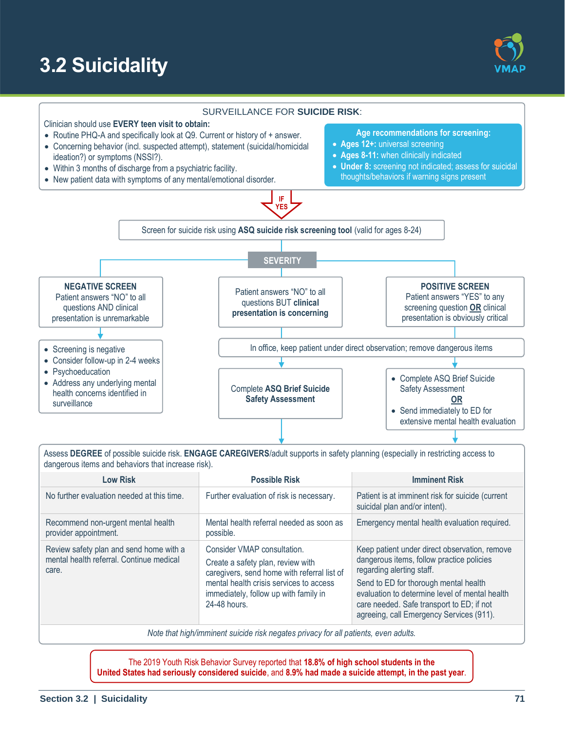# 3.2 Suicidality

## SURVEILLANCE FOR **SUICIDE RISK**:

Clinician should use **EVERY teen visit to obtain:**

- Routine PHQ-A and specifically look at Q9. Current or history of + answer.
- Concerning behavior (incl. suspected attempt), statement (suicidal/homicidal ideation?) or symptoms (NSSI?).
- Within 3 months of discharge from a psychiatric facility.
- New patient data with symptoms of any mental/emotional disorder.

**Age recommendations for screening:**

- **Ages 12+:** universal screening
- **Ages 8-11:** when clinically indicated
- **Under 8:** screening not indicated; assess for suicidal thoughts/behaviors if warning signs present

**IF YES**

Screen for suicide risk using **ASQ suicide risk screening tool** (valid for ages 8-24)

**SEVERITY**

**NEGATIVE SCREEN**
Patient answers "NO" to all questions AND clinical presentation is unremarkable

- Screening is negative
- Consider follow-up in 2-4 weeks
- Psychoeducation
- Address any underlying mental health concerns identified in surveillance

Patient answers "NO" to all questions BUT **clinical presentation is concerning**

**POSITIVE SCREEN**
Patient answers "YES" to any screening question **OR** clinical presentation is obviously critical

In office, keep patient under direct observation; remove dangerous items

Complete **ASQ Brief Suicide Safety Assessment**

- Complete ASQ Brief Suicide Safety Assessment
  **OR**
- Send immediately to ED for extensive mental health evaluation

Assess **DEGREE** of possible suicide risk. **ENGAGE CAREGIVERS**/adult supports in safety planning (especially in restricting access to dangerous items and behaviors that increase risk).

| Low Risk | Possible Risk | Imminent Risk |
|---|---|---|
| No further evaluation needed at this time. | Further evaluation of risk is necessary. | Patient is at imminent risk for suicide (current suicidal plan and/or intent). |
| Recommend non-urgent mental health provider appointment. | Mental health referral needed as soon as possible. | Emergency mental health evaluation required. |
| Review safety plan and send home with a mental health referral. Continue medical care. | Consider VMAP consultation. Create a safety plan, review with caregivers, send home with referral list of mental health crisis services to access immediately, follow up with family in 24-48 hours. | Keep patient under direct observation, remove dangerous items, follow practice policies regarding alerting staff. Send to ED for thorough mental health evaluation to determine level of mental health care needed. Safe transport to ED; if not agreeing, call Emergency Services (911). |

*Note that high/imminent suicide risk negates privacy for all patients, even adults.*

The 2019 Youth Risk Behavior Survey reported that **18.8% of high school students in the United States had seriously considered suicide**, and **8.9% had made a suicide attempt, in the past year**.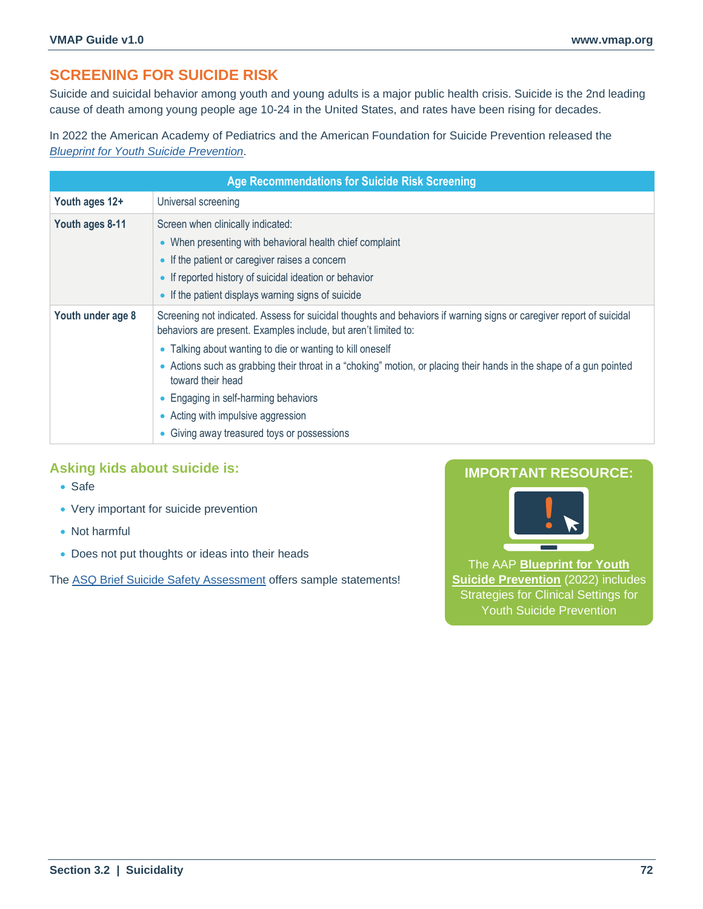## SCREENING FOR SUICIDE RISK

Suicide and suicidal behavior among youth and young adults is a major public health crisis. Suicide is the 2nd leading cause of death among young people age 10-24 in the United States, and rates have been rising for decades.

In 2022 the American Academy of Pediatrics and the American Foundation for Suicide Prevention released the *Blueprint for Youth Suicide Prevention*.

| Age Recommendations for Suicide Risk Screening | |
|---|---|
| **Youth ages 12+** | Universal screening |
| **Youth ages 8-11** | Screen when clinically indicated:<br>• When presenting with behavioral health chief complaint<br>• If the patient or caregiver raises a concern<br>• If reported history of suicidal ideation or behavior<br>• If the patient displays warning signs of suicide |
| **Youth under age 8** | Screening not indicated. Assess for suicidal thoughts and behaviors if warning signs or caregiver report of suicidal behaviors are present. Examples include, but aren't limited to:<br>• Talking about wanting to die or wanting to kill oneself<br>• Actions such as grabbing their throat in a "choking" motion, or placing their hands in the shape of a gun pointed toward their head<br>• Engaging in self-harming behaviors<br>• Acting with impulsive aggression<br>• Giving away treasured toys or possessions |

### Asking kids about suicide is:

- Safe
- Very important for suicide prevention
- Not harmful
- Does not put thoughts or ideas into their heads

The ASQ Brief Suicide Safety Assessment offers sample statements!

**IMPORTANT RESOURCE:**

The AAP **Blueprint for Youth Suicide Prevention** (2022) includes Strategies for Clinical Settings for Youth Suicide Prevention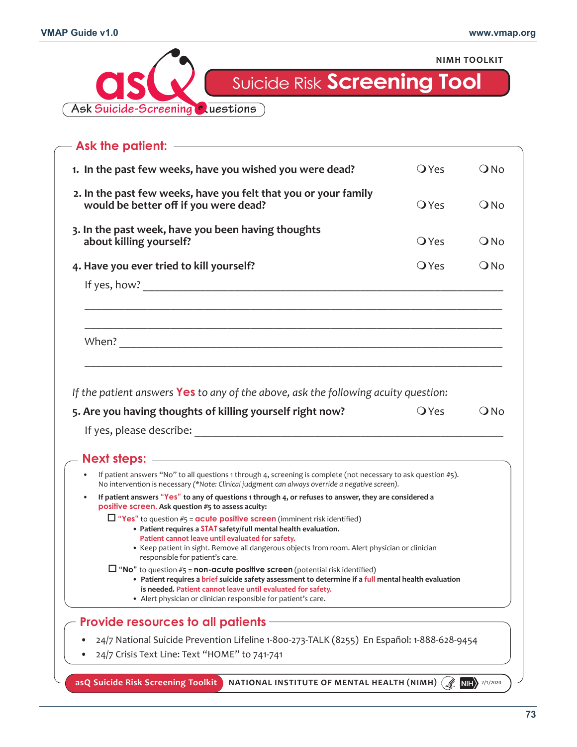NIMH TOOLKIT

# asQ Ask Suicide-Screening Questions

# Suicide Risk Screening Tool

## Ask the patient:

1. **In the past few weeks, have you wished you were dead?** ❍ Yes ❍ No

2. **In the past few weeks, have you felt that you or your family would be better off if you were dead?** ❍ Yes ❍ No

3. **In the past week, have you been having thoughts about killing yourself?** ❍ Yes ❍ No

4. **Have you ever tried to kill yourself?** ❍ Yes ❍ No

   If yes, how? ______________________________________________

   ______________________________________________

   ______________________________________________

   When? ______________________________________________

   ______________________________________________

*If the patient answers* **Yes** *to any of the above, ask the following acuity question:*

5. **Are you having thoughts of killing yourself right now?** ❍ Yes ❍ No

   If yes, please describe: ______________________________________________

## Next steps:

- If patient answers "No" to all questions 1 through 4, screening is complete (not necessary to ask question #5). No intervention is necessary (*\*Note: Clinical judgment can always override a negative screen).*
- **If patient answers "Yes" to any of questions 1 through 4, or refuses to answer, they are considered a positive screen. Ask question #5 to assess acuity:**
  - ☐ **"Yes"** to question #5 = **acute positive screen** (imminent risk identified)
    - **Patient requires a STAT safety/full mental health evaluation.**
      **Patient cannot leave until evaluated for safety.**
    - Keep patient in sight. Remove all dangerous objects from room. Alert physician or clinician responsible for patient's care.
  - ☐ **"No"** to question #5 = **non-acute positive screen** (potential risk identified)
    - **Patient requires a brief suicide safety assessment to determine if a full mental health evaluation is needed. Patient cannot leave until evaluated for safety.**
    - Alert physician or clinician responsible for patient's care.

## Provide resources to all patients

- 24/7 National Suicide Prevention Lifeline 1-800-273-TALK (8255) En Español: 1-888-628-9454
- 24/7 Crisis Text Line: Text "HOME" to 741-741

asQ Suicide Risk Screening Toolkit NATIONAL INSTITUTE OF MENTAL HEALTH (NIMH) NIH 7/1/2020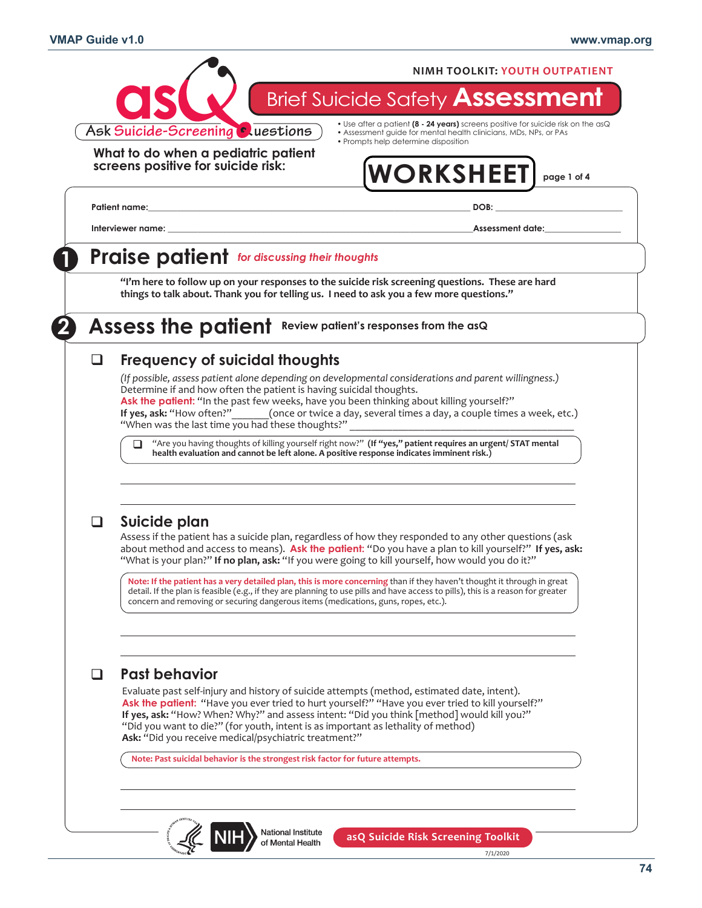NIMH TOOLKIT: YOUTH OUTPATIENT

# asQ Ask Suicide-Screening Questions

# Brief Suicide Safety Assessment

- Use after a patient **(8 - 24 years)** screens positive for suicide risk on the asQ
- Assessment guide for mental health clinicians, MDs, NPs, or PAs
- Prompts help determine disposition

**What to do when a pediatric patient screens positive for suicide risk:**

## WORKSHEET

page 1 of 4

**Patient name:**\_\_\_\_\_\_\_\_\_\_\_\_\_\_\_\_\_\_\_\_\_\_\_\_\_\_\_\_\_\_\_\_\_\_\_\_ **DOB:** \_\_\_\_\_\_\_\_\_\_\_\_\_\_\_\_\_\_

**Interviewer name:** \_\_\_\_\_\_\_\_\_\_\_\_\_\_\_\_\_\_\_\_\_\_\_\_\_\_\_\_\_\_\_\_\_\_\_\_ **Assessment date:**\_\_\_\_\_\_\_\_\_\_\_\_\_\_\_\_\_\_

## 1 Praise patient *for discussing their thoughts*

**"I'm here to follow up on your responses to the suicide risk screening questions. These are hard things to talk about. Thank you for telling us. I need to ask you a few more questions."**

## 2 Assess the patient **Review patient's responses from the asQ**

### ❑ Frequency of suicidal thoughts

*(If possible, assess patient alone depending on developmental considerations and parent willingness.)*
Determine if and how often the patient is having suicidal thoughts.
**Ask the patient:** "In the past few weeks, have you been thinking about killing yourself?"
**If yes, ask:** "How often?"\_\_\_\_\_\_\_(once or twice a day, several times a day, a couple times a week, etc.)
"When was the last time you had these thoughts?" \_\_\_\_\_\_\_\_\_\_\_\_\_\_\_\_\_\_\_\_\_\_\_\_\_\_\_\_\_\_\_\_\_\_\_\_

❑ "Are you having thoughts of killing yourself right now?" **(If "yes," patient requires an urgent/ STAT mental health evaluation and cannot be left alone. A positive response indicates imminent risk.)**

\_\_\_\_\_\_\_\_\_\_\_\_\_\_\_\_\_\_\_\_\_\_\_\_\_\_\_\_\_\_\_\_\_\_\_\_\_\_\_\_\_\_\_\_\_\_\_\_\_\_\_\_\_\_\_\_\_\_\_\_\_\_\_\_\_\_\_\_

\_\_\_\_\_\_\_\_\_\_\_\_\_\_\_\_\_\_\_\_\_\_\_\_\_\_\_\_\_\_\_\_\_\_\_\_\_\_\_\_\_\_\_\_\_\_\_\_\_\_\_\_\_\_\_\_\_\_\_\_\_\_\_\_\_\_\_\_

### ❑ Suicide plan

Assess if the patient has a suicide plan, regardless of how they responded to any other questions (ask about method and access to means). **Ask the patient:** "Do you have a plan to kill yourself?" **If yes, ask:** "What is your plan?" **If no plan, ask:** "If you were going to kill yourself, how would you do it?"

**Note: If the patient has a very detailed plan, this is more concerning** than if they haven't thought it through in great detail. If the plan is feasible (e.g., if they are planning to use pills and have access to pills), this is a reason for greater concern and removing or securing dangerous items (medications, guns, ropes, etc.).

\_\_\_\_\_\_\_\_\_\_\_\_\_\_\_\_\_\_\_\_\_\_\_\_\_\_\_\_\_\_\_\_\_\_\_\_\_\_\_\_\_\_\_\_\_\_\_\_\_\_\_\_\_\_\_\_\_\_\_\_\_\_\_\_\_\_\_\_

\_\_\_\_\_\_\_\_\_\_\_\_\_\_\_\_\_\_\_\_\_\_\_\_\_\_\_\_\_\_\_\_\_\_\_\_\_\_\_\_\_\_\_\_\_\_\_\_\_\_\_\_\_\_\_\_\_\_\_\_\_\_\_\_\_\_\_\_

### ❑ Past behavior

Evaluate past self-injury and history of suicide attempts (method, estimated date, intent).
**Ask the patient:** "Have you ever tried to hurt yourself?" "Have you ever tried to kill yourself?"
**If yes, ask:** "How? When? Why?" and assess intent: "Did you think [method] would kill you?"
"Did you want to die?" (for youth, intent is as important as lethality of method)
**Ask:** "Did you receive medical/psychiatric treatment?"

**Note: Past suicidal behavior is the strongest risk factor for future attempts.**

\_\_\_\_\_\_\_\_\_\_\_\_\_\_\_\_\_\_\_\_\_\_\_\_\_\_\_\_\_\_\_\_\_\_\_\_\_\_\_\_\_\_\_\_\_\_\_\_\_\_\_\_\_\_\_\_\_\_\_\_\_\_\_\_\_\_\_\_

\_\_\_\_\_\_\_\_\_\_\_\_\_\_\_\_\_\_\_\_\_\_\_\_\_\_\_\_\_\_\_\_\_\_\_\_\_\_\_\_\_\_\_\_\_\_\_\_\_\_\_\_\_\_\_\_\_\_\_\_\_\_\_\_\_\_\_\_

NIH National Institute of Mental Health — asQ Suicide Risk Screening Toolkit

7/1/2020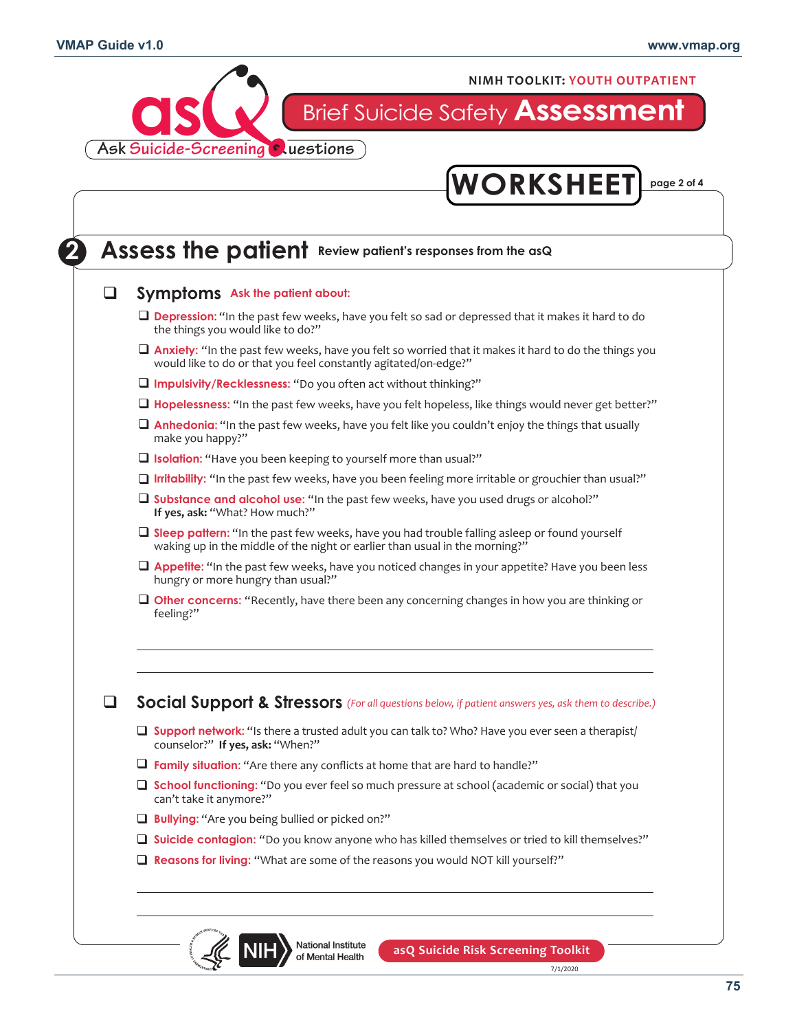NIMH TOOLKIT: YOUTH OUTPATIENT

# asQ — Ask Suicide-Screening Questions

## Brief Suicide Safety Assessment

## WORKSHEET

page 2 of 4

## 2 Assess the patient

**Review patient's responses from the asQ**

### ❑ Symptoms

**Ask the patient about:**

- ❑ **Depression:** "In the past few weeks, have you felt so sad or depressed that it makes it hard to do the things you would like to do?"
- ❑ **Anxiety:** "In the past few weeks, have you felt so worried that it makes it hard to do the things you would like to do or that you feel constantly agitated/on-edge?"
- ❑ **Impulsivity/Recklessness:** "Do you often act without thinking?"
- ❑ **Hopelessness:** "In the past few weeks, have you felt hopeless, like things would never get better?"
- ❑ **Anhedonia:** "In the past few weeks, have you felt like you couldn't enjoy the things that usually make you happy?"
- ❑ **Isolation:** "Have you been keeping to yourself more than usual?"
- ❑ **Irritability:** "In the past few weeks, have you been feeling more irritable or grouchier than usual?"
- ❑ **Substance and alcohol use:** "In the past few weeks, have you used drugs or alcohol?" **If yes, ask:** "What? How much?"
- ❑ **Sleep pattern:** "In the past few weeks, have you had trouble falling asleep or found yourself waking up in the middle of the night or earlier than usual in the morning?"
- ❑ **Appetite:** "In the past few weeks, have you noticed changes in your appetite? Have you been less hungry or more hungry than usual?"
- ❑ **Other concerns:** "Recently, have there been any concerning changes in how you are thinking or feeling?"

___________________________________________

___________________________________________

### ❑ Social Support & Stressors

*(For all questions below, if patient answers yes, ask them to describe.)*

- ❑ **Support network:** "Is there a trusted adult you can talk to? Who? Have you ever seen a therapist/counselor?" **If yes, ask:** "When?"
- ❑ **Family situation:** "Are there any conflicts at home that are hard to handle?"
- ❑ **School functioning:** "Do you ever feel so much pressure at school (academic or social) that you can't take it anymore?"
- ❑ **Bullying:** "Are you being bullied or picked on?"
- ❑ **Suicide contagion:** "Do you know anyone who has killed themselves or tried to kill themselves?"
- ❑ **Reasons for living:** "What are some of the reasons you would NOT kill yourself?"

___________________________________________

___________________________________________

NIH National Institute of Mental Health

asQ Suicide Risk Screening Toolkit

7/1/2020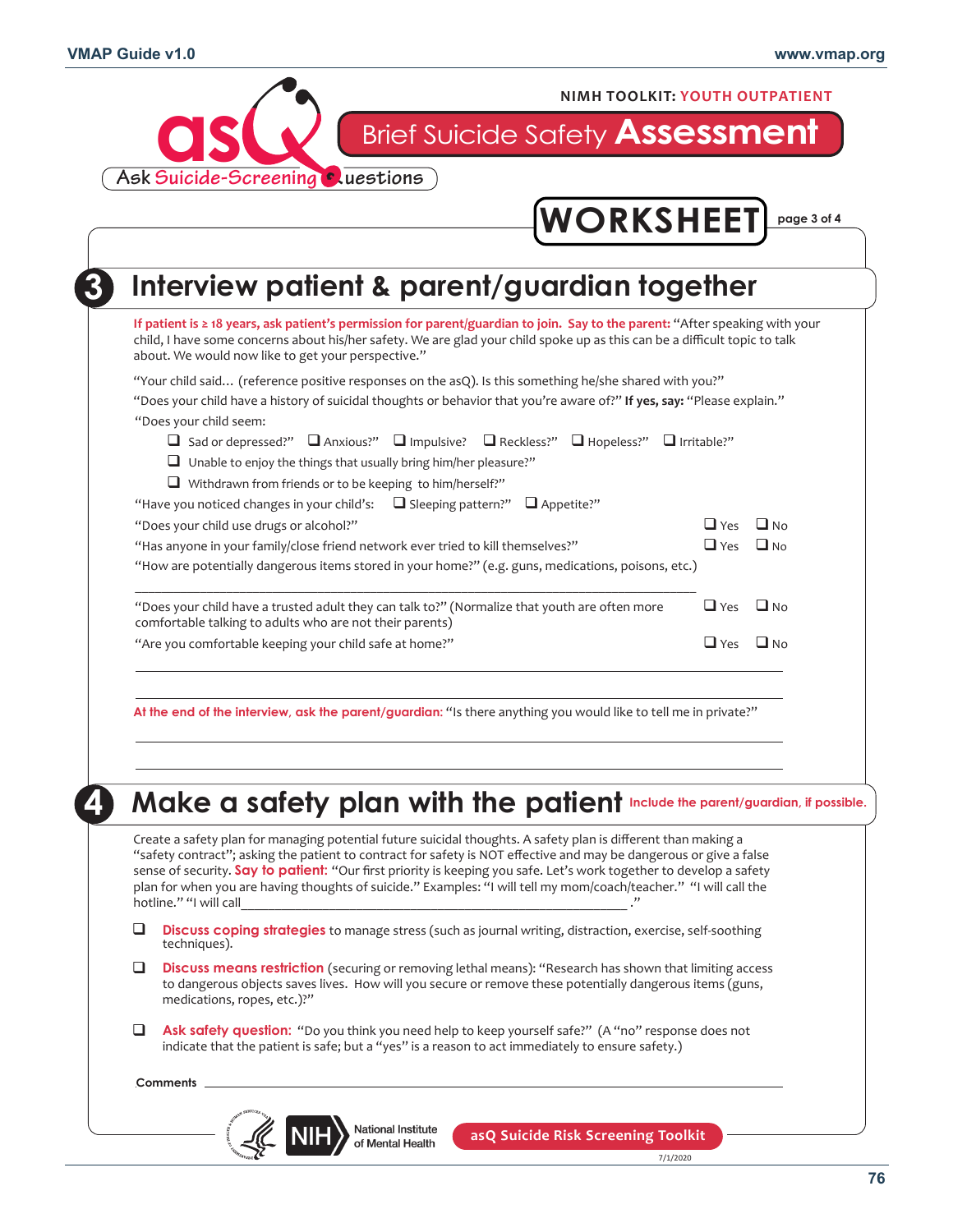NIMH TOOLKIT: YOUTH OUTPATIENT

asQ Ask Suicide-Screening Questions

# Brief Suicide Safety **Assessment**

# WORKSHEET

page 3 of 4

## 3 Interview patient & parent/guardian together

**If patient is ≥ 18 years, ask patient's permission for parent/guardian to join. Say to the parent:** "After speaking with your child, I have some concerns about his/her safety. We are glad your child spoke up as this can be a difficult topic to talk about. We would now like to get your perspective."

"Your child said… (reference positive responses on the asQ). Is this something he/she shared with you?"

"Does your child have a history of suicidal thoughts or behavior that you're aware of?" **If yes, say:** "Please explain."

"Does your child seem:

- ❑ Sad or depressed?" ❑ Anxious?" ❑ Impulsive? ❑ Reckless?" ❑ Hopeless?" ❑ Irritable?"
- ❑ Unable to enjoy the things that usually bring him/her pleasure?"
- ❑ Withdrawn from friends or to be keeping to him/herself?"

"Have you noticed changes in your child's: ❑ Sleeping pattern?" ❑ Appetite?"

"Does your child use drugs or alcohol?" ❑ Yes ❑ No

"Has anyone in your family/close friend network ever tried to kill themselves?" ❑ Yes ❑ No

"How are potentially dangerous items stored in your home?" (e.g. guns, medications, poisons, etc.)

______________________________________________________________________

"Does your child have a trusted adult they can talk to?" (Normalize that youth are often more comfortable talking to adults who are not their parents) ❑ Yes ❑ No

"Are you comfortable keeping your child safe at home?" ❑ Yes ❑ No

______________________________________________________________________

______________________________________________________________________

**At the end of the interview, ask the parent/guardian:** "Is there anything you would like to tell me in private?"

______________________________________________________________________

______________________________________________________________________

## 4 Make a safety plan with the patient

**Include the parent/guardian, if possible.**

Create a safety plan for managing potential future suicidal thoughts. A safety plan is different than making a "safety contract"; asking the patient to contract for safety is NOT effective and may be dangerous or give a false sense of security. **Say to patient:** "Our first priority is keeping you safe. Let's work together to develop a safety plan for when you are having thoughts of suicide." Examples: "I will tell my mom/coach/teacher." "I will call the hotline." "I will call______________________________________________________________."

- ❑ **Discuss coping strategies** to manage stress (such as journal writing, distraction, exercise, self-soothing techniques).
- ❑ **Discuss means restriction** (securing or removing lethal means): "Research has shown that limiting access to dangerous objects saves lives. How will you secure or remove these potentially dangerous items (guns, medications, ropes, etc.)?"
- ❑ **Ask safety question:** "Do you think you need help to keep yourself safe?" (A "no" response does not indicate that the patient is safe; but a "yes" is a reason to act immediately to ensure safety.)

**Comments** ______________________________________________________________________

NIH National Institute of Mental Health — asQ Suicide Risk Screening Toolkit

7/1/2020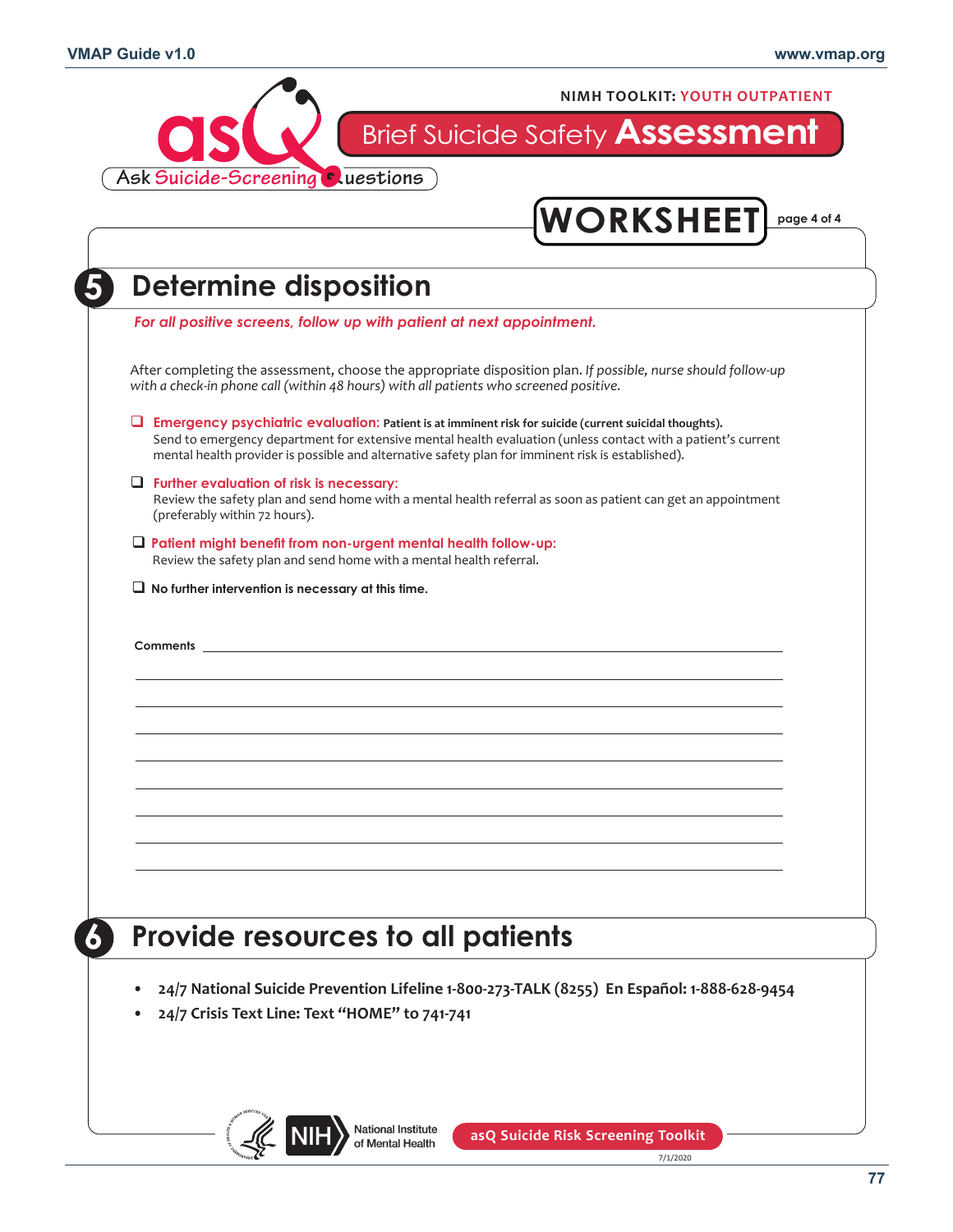NIMH TOOLKIT: YOUTH OUTPATIENT

asQ Ask Suicide-Screening Questions

# Brief Suicide Safety **Assessment**

**WORKSHEET** page 4 of 4

## 5 Determine disposition

***For all positive screens, follow up with patient at next appointment.***

After completing the assessment, choose the appropriate disposition plan. *If possible, nurse should follow-up with a check-in phone call (within 48 hours) with all patients who screened positive.*

- ☐ **Emergency psychiatric evaluation:** **Patient is at imminent risk for suicide (current suicidal thoughts).** Send to emergency department for extensive mental health evaluation (unless contact with a patient's current mental health provider is possible and alternative safety plan for imminent risk is established).
- ☐ **Further evaluation of risk is necessary:** Review the safety plan and send home with a mental health referral as soon as patient can get an appointment (preferably within 72 hours).
- ☐ **Patient might benefit from non-urgent mental health follow-up:** Review the safety plan and send home with a mental health referral.
- ☐ **No further intervention is necessary at this time.**

**Comments** ______________________________________________

______________________________________________

______________________________________________

______________________________________________

______________________________________________

______________________________________________

______________________________________________

______________________________________________

______________________________________________

## 6 Provide resources to all patients

- **24/7 National Suicide Prevention Lifeline 1-800-273-TALK (8255) En Español: 1-888-628-9454**
- **24/7 Crisis Text Line: Text "HOME" to 741-741**

National Institute of Mental Health

asQ Suicide Risk Screening Toolkit

7/1/2020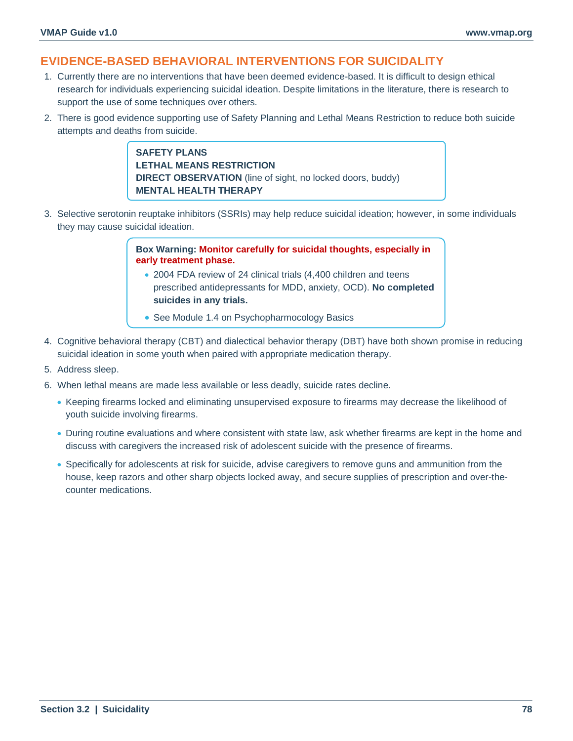## EVIDENCE-BASED BEHAVIORAL INTERVENTIONS FOR SUICIDALITY

1. Currently there are no interventions that have been deemed evidence-based. It is difficult to design ethical research for individuals experiencing suicidal ideation. Despite limitations in the literature, there is research to support the use of some techniques over others.
2. There is good evidence supporting use of Safety Planning and Lethal Means Restriction to reduce both suicide attempts and deaths from suicide.

> **SAFETY PLANS**
> **LETHAL MEANS RESTRICTION**
> **DIRECT OBSERVATION** (line of sight, no locked doors, buddy)
> **MENTAL HEALTH THERAPY**

3. Selective serotonin reuptake inhibitors (SSRIs) may help reduce suicidal ideation; however, in some individuals they may cause suicidal ideation.

> **Box Warning: Monitor carefully for suicidal thoughts, especially in early treatment phase.**
> - 2004 FDA review of 24 clinical trials (4,400 children and teens prescribed antidepressants for MDD, anxiety, OCD). **No completed suicides in any trials.**
> - See Module 1.4 on Psychopharmocology Basics

4. Cognitive behavioral therapy (CBT) and dialectical behavior therapy (DBT) have both shown promise in reducing suicidal ideation in some youth when paired with appropriate medication therapy.
5. Address sleep.
6. When lethal means are made less available or less deadly, suicide rates decline.
   - Keeping firearms locked and eliminating unsupervised exposure to firearms may decrease the likelihood of youth suicide involving firearms.
   - During routine evaluations and where consistent with state law, ask whether firearms are kept in the home and discuss with caregivers the increased risk of adolescent suicide with the presence of firearms.
   - Specifically for adolescents at risk for suicide, advise caregivers to remove guns and ammunition from the house, keep razors and other sharp objects locked away, and secure supplies of prescription and over-the-counter medications.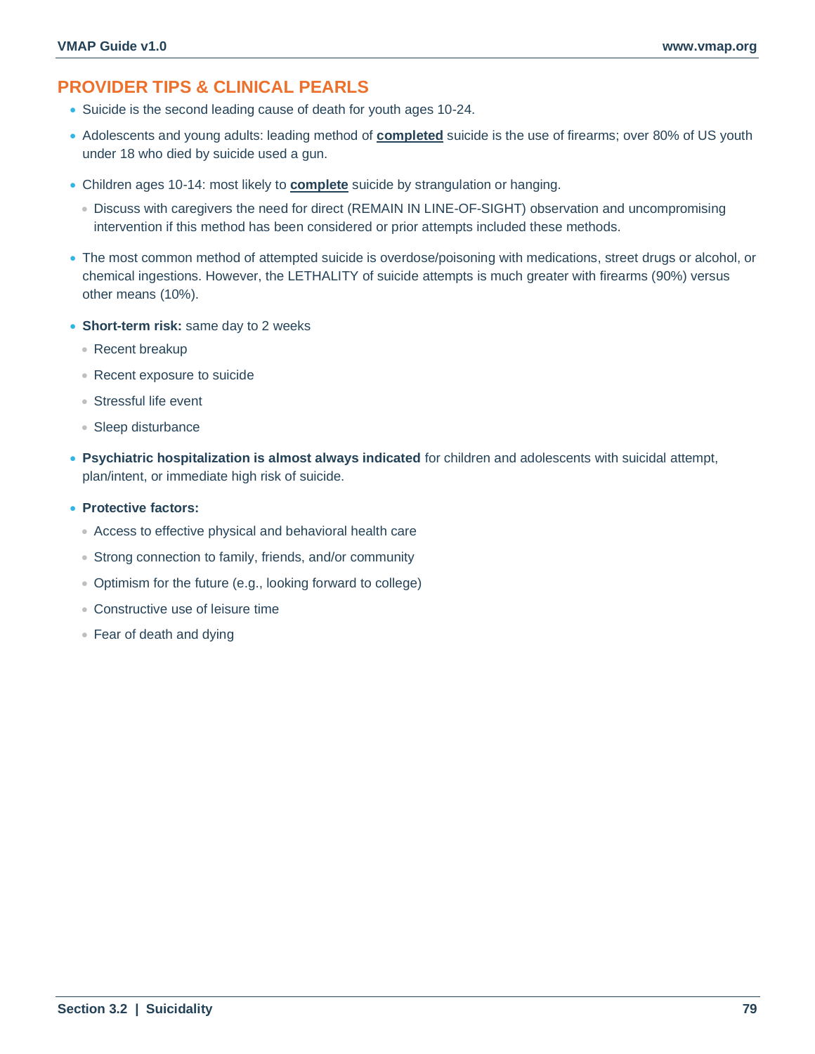## PROVIDER TIPS & CLINICAL PEARLS

- Suicide is the second leading cause of death for youth ages 10-24.
- Adolescents and young adults: leading method of **completed** suicide is the use of firearms; over 80% of US youth under 18 who died by suicide used a gun.
- Children ages 10-14: most likely to **complete** suicide by strangulation or hanging.
  - Discuss with caregivers the need for direct (REMAIN IN LINE-OF-SIGHT) observation and uncompromising intervention if this method has been considered or prior attempts included these methods.
- The most common method of attempted suicide is overdose/poisoning with medications, street drugs or alcohol, or chemical ingestions. However, the LETHALITY of suicide attempts is much greater with firearms (90%) versus other means (10%).
- **Short-term risk:** same day to 2 weeks
  - Recent breakup
  - Recent exposure to suicide
  - Stressful life event
  - Sleep disturbance
- **Psychiatric hospitalization is almost always indicated** for children and adolescents with suicidal attempt, plan/intent, or immediate high risk of suicide.
- **Protective factors:**
  - Access to effective physical and behavioral health care
  - Strong connection to family, friends, and/or community
  - Optimism for the future (e.g., looking forward to college)
  - Constructive use of leisure time
  - Fear of death and dying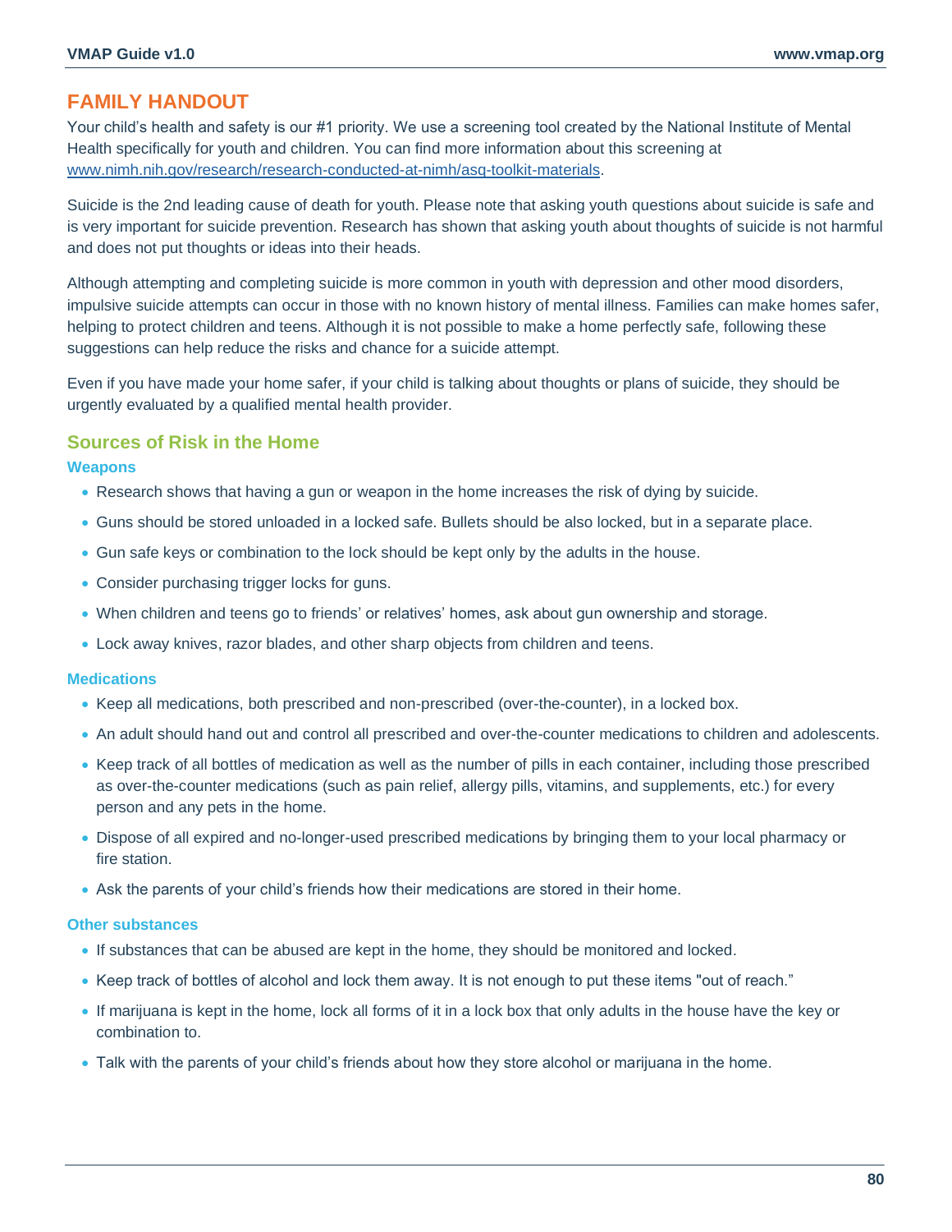## FAMILY HANDOUT

Your child's health and safety is our #1 priority. We use a screening tool created by the National Institute of Mental Health specifically for youth and children. You can find more information about this screening at [www.nimh.nih.gov/research/research-conducted-at-nimh/asq-toolkit-materials](www.nimh.nih.gov/research/research-conducted-at-nimh/asq-toolkit-materials).

Suicide is the 2nd leading cause of death for youth. Please note that asking youth questions about suicide is safe and is very important for suicide prevention. Research has shown that asking youth about thoughts of suicide is not harmful and does not put thoughts or ideas into their heads.

Although attempting and completing suicide is more common in youth with depression and other mood disorders, impulsive suicide attempts can occur in those with no known history of mental illness. Families can make homes safer, helping to protect children and teens. Although it is not possible to make a home perfectly safe, following these suggestions can help reduce the risks and chance for a suicide attempt.

Even if you have made your home safer, if your child is talking about thoughts or plans of suicide, they should be urgently evaluated by a qualified mental health provider.

### Sources of Risk in the Home

#### Weapons

- Research shows that having a gun or weapon in the home increases the risk of dying by suicide.
- Guns should be stored unloaded in a locked safe. Bullets should be also locked, but in a separate place.
- Gun safe keys or combination to the lock should be kept only by the adults in the house.
- Consider purchasing trigger locks for guns.
- When children and teens go to friends' or relatives' homes, ask about gun ownership and storage.
- Lock away knives, razor blades, and other sharp objects from children and teens.

#### Medications

- Keep all medications, both prescribed and non-prescribed (over-the-counter), in a locked box.
- An adult should hand out and control all prescribed and over-the-counter medications to children and adolescents.
- Keep track of all bottles of medication as well as the number of pills in each container, including those prescribed as over-the-counter medications (such as pain relief, allergy pills, vitamins, and supplements, etc.) for every person and any pets in the home.
- Dispose of all expired and no-longer-used prescribed medications by bringing them to your local pharmacy or fire station.
- Ask the parents of your child's friends how their medications are stored in their home.

#### Other substances

- If substances that can be abused are kept in the home, they should be monitored and locked.
- Keep track of bottles of alcohol and lock them away. It is not enough to put these items "out of reach."
- If marijuana is kept in the home, lock all forms of it in a lock box that only adults in the house have the key or combination to.
- Talk with the parents of your child's friends about how they store alcohol or marijuana in the home.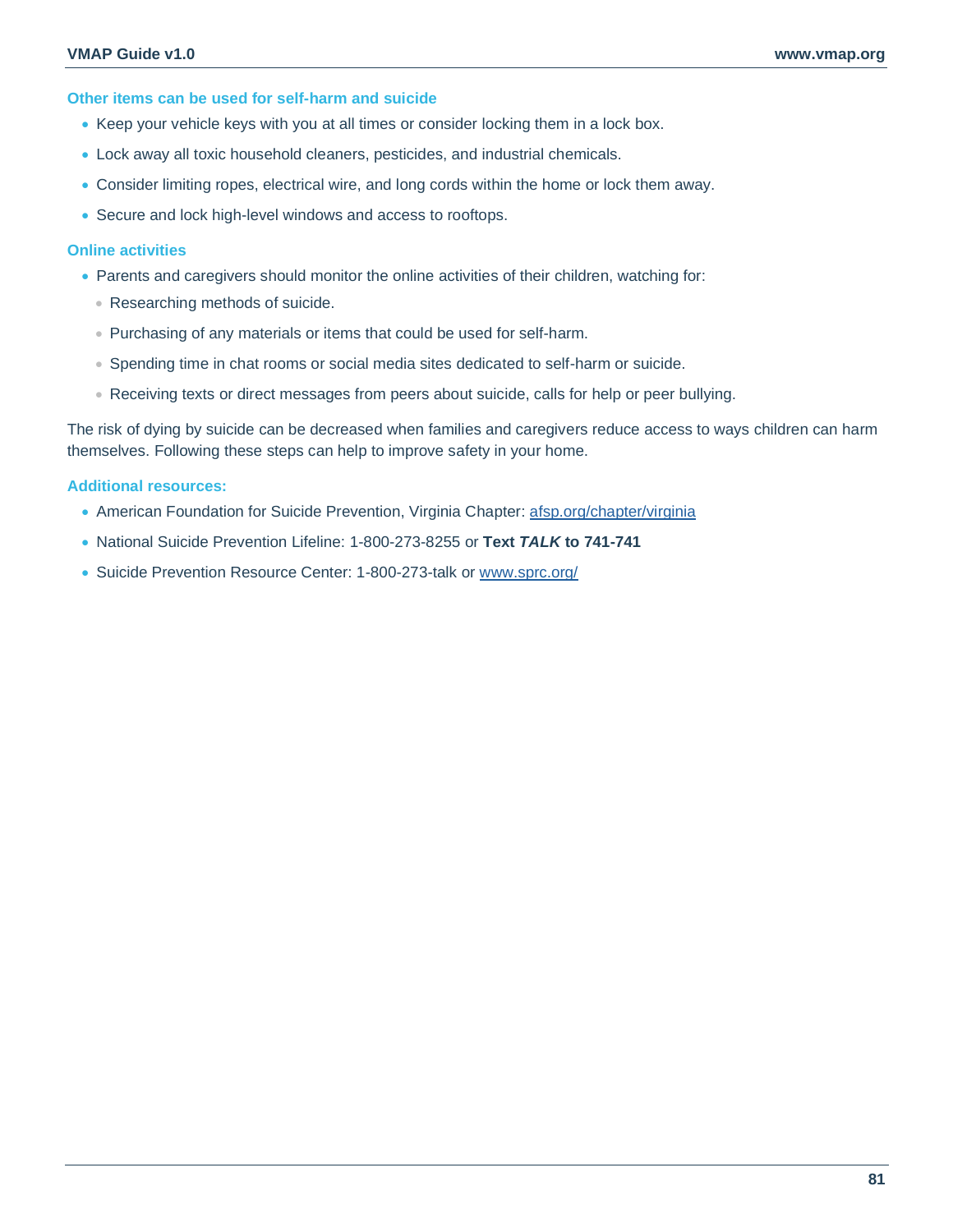### Other items can be used for self-harm and suicide

- Keep your vehicle keys with you at all times or consider locking them in a lock box.
- Lock away all toxic household cleaners, pesticides, and industrial chemicals.
- Consider limiting ropes, electrical wire, and long cords within the home or lock them away.
- Secure and lock high-level windows and access to rooftops.

### Online activities

- Parents and caregivers should monitor the online activities of their children, watching for:
  - Researching methods of suicide.
  - Purchasing of any materials or items that could be used for self-harm.
  - Spending time in chat rooms or social media sites dedicated to self-harm or suicide.
  - Receiving texts or direct messages from peers about suicide, calls for help or peer bullying.

The risk of dying by suicide can be decreased when families and caregivers reduce access to ways children can harm themselves. Following these steps can help to improve safety in your home.

### Additional resources:

- American Foundation for Suicide Prevention, Virginia Chapter: [afsp.org/chapter/virginia](afsp.org/chapter/virginia)
- National Suicide Prevention Lifeline: 1-800-273-8255 or **Text *TALK* to 741-741**
- Suicide Prevention Resource Center: 1-800-273-talk or [www.sprc.org/](www.sprc.org/)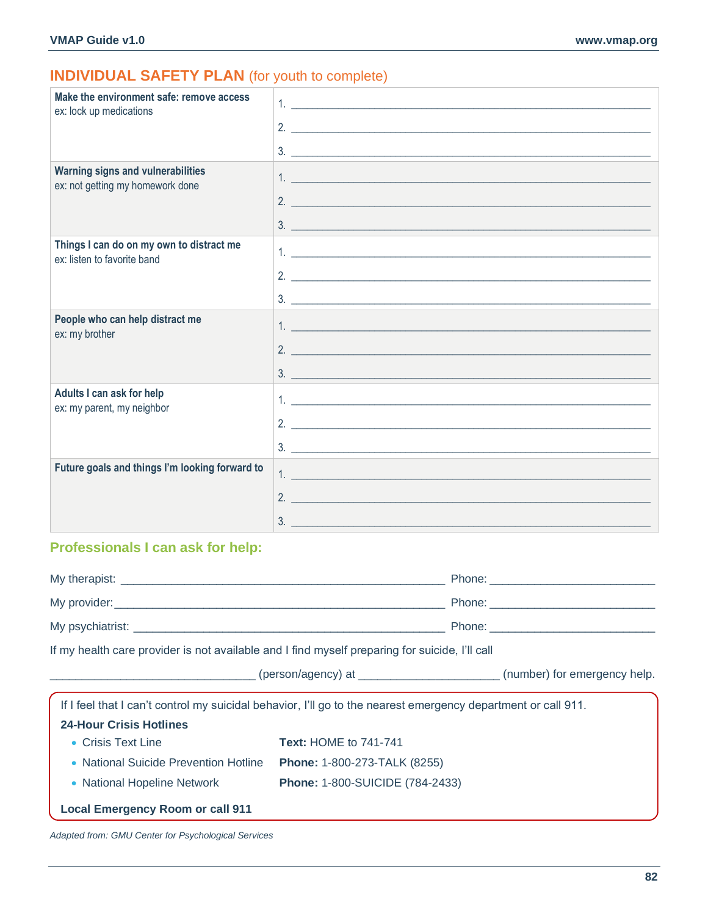## INDIVIDUAL SAFETY PLAN (for youth to complete)

| | |
|---|---|
| **Make the environment safe: remove access**<br>ex: lock up medications | 1. ______________________<br>2. ______________________<br>3. ______________________ |
| **Warning signs and vulnerabilities**<br>ex: not getting my homework done | 1. ______________________<br>2. ______________________<br>3. ______________________ |
| **Things I can do on my own to distract me**<br>ex: listen to favorite band | 1. ______________________<br>2. ______________________<br>3. ______________________ |
| **People who can help distract me**<br>ex: my brother | 1. ______________________<br>2. ______________________<br>3. ______________________ |
| **Adults I can ask for help**<br>ex: my parent, my neighbor | 1. ______________________<br>2. ______________________<br>3. ______________________ |
| **Future goals and things I'm looking forward to** | 1. ______________________<br>2. ______________________<br>3. ______________________ |

### Professionals I can ask for help:

My therapist: ______________________________ Phone: ____________________

My provider: ______________________________ Phone: ____________________

My psychiatrist: ______________________________ Phone: ____________________

If my health care provider is not available and I find myself preparing for suicide, I'll call

______________________ (person/agency) at ____________________ (number) for emergency help.

If I feel that I can't control my suicidal behavior, I'll go to the nearest emergency department or call 911.

**24-Hour Crisis Hotlines**

- Crisis Text Line — **Text:** HOME to 741-741
- National Suicide Prevention Hotline — **Phone:** 1-800-273-TALK (8255)
- National Hopeline Network — **Phone:** 1-800-SUICIDE (784-2433)

**Local Emergency Room or call 911**

*Adapted from: GMU Center for Psychological Services*